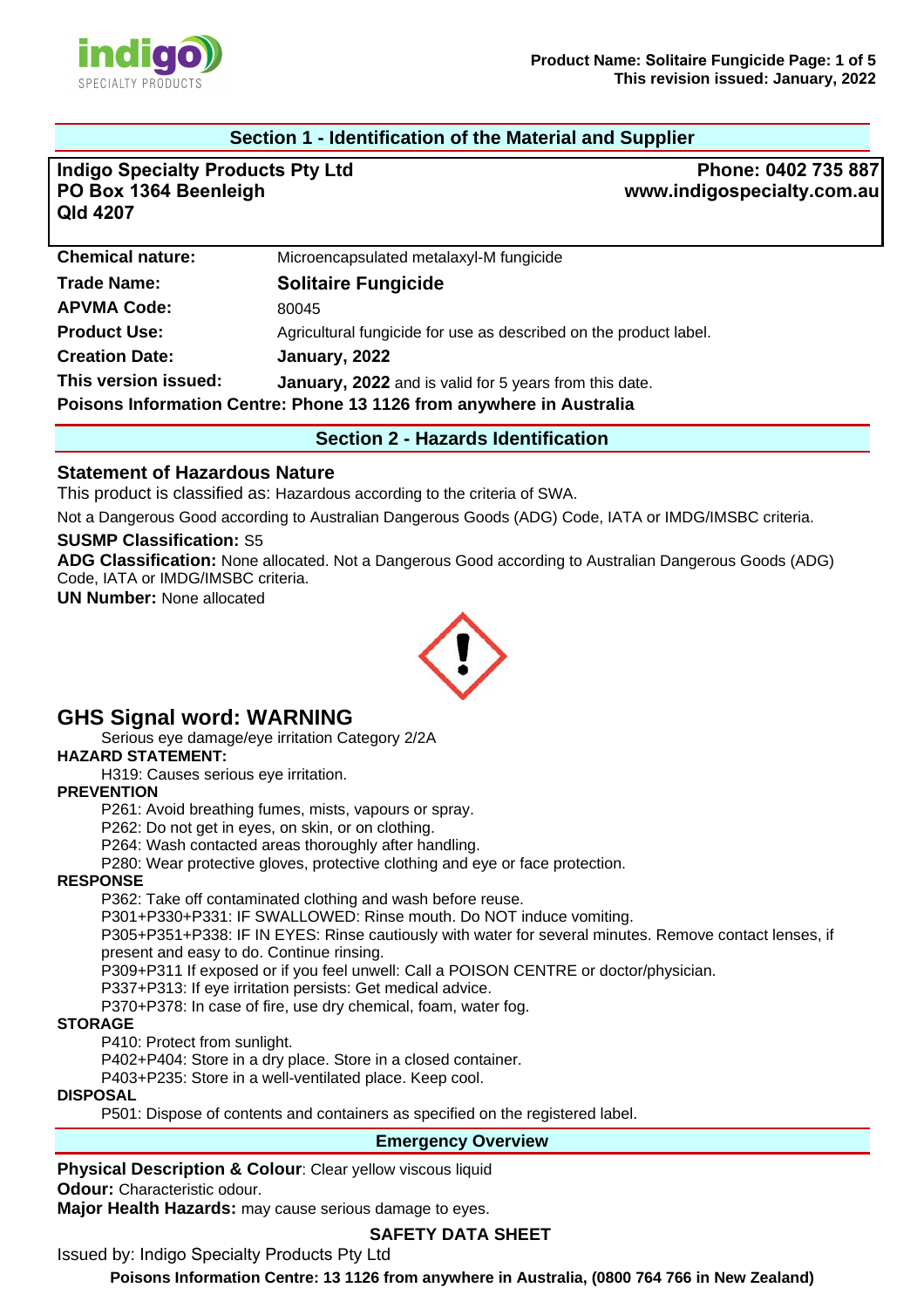## Section 1 - Identification of the Material and Supplier

**Indigo Specialty Products Pty Ltd**
**PO Box 1364 Beenleigh**
**Qld 4207**

**Phone: 0402 735 887**
**www.indigospecialty.com.au**

| | |
|---|---|
| **Chemical nature:** | Microencapsulated metalaxyl-M fungicide |
| **Trade Name:** | **Solitaire Fungicide** |
| **APVMA Code:** | 80045 |
| **Product Use:** | Agricultural fungicide for use as described on the product label. |
| **Creation Date:** | **January, 2022** |
| **This version issued:** | **January, 2022** and is valid for 5 years from this date. |

**Poisons Information Centre: Phone 13 1126 from anywhere in Australia**

## Section 2 - Hazards Identification

### Statement of Hazardous Nature

This product is classified as: Hazardous according to the criteria of SWA.

Not a Dangerous Good according to Australian Dangerous Goods (ADG) Code, IATA or IMDG/IMSBC criteria.

**SUSMP Classification:** S5

**ADG Classification:** None allocated. Not a Dangerous Good according to Australian Dangerous Goods (ADG) Code, IATA or IMDG/IMSBC criteria.

**UN Number:** None allocated

## GHS Signal word: WARNING

Serious eye damage/eye irritation Category 2/2A

**HAZARD STATEMENT:**

H319: Causes serious eye irritation.

**PREVENTION**

P261: Avoid breathing fumes, mists, vapours or spray.
P262: Do not get in eyes, on skin, or on clothing.
P264: Wash contacted areas thoroughly after handling.
P280: Wear protective gloves, protective clothing and eye or face protection.

**RESPONSE**

P362: Take off contaminated clothing and wash before reuse.
P301+P330+P331: IF SWALLOWED: Rinse mouth. Do NOT induce vomiting.
P305+P351+P338: IF IN EYES: Rinse cautiously with water for several minutes. Remove contact lenses, if present and easy to do. Continue rinsing.
P309+P311 If exposed or if you feel unwell: Call a POISON CENTRE or doctor/physician.
P337+P313: If eye irritation persists: Get medical advice.
P370+P378: In case of fire, use dry chemical, foam, water fog.

**STORAGE**

P410: Protect from sunlight.
P402+P404: Store in a dry place. Store in a closed container.
P403+P235: Store in a well-ventilated place. Keep cool.

**DISPOSAL**

P501: Dispose of contents and containers as specified on the registered label.

## Emergency Overview

**Physical Description & Colour**: Clear yellow viscous liquid
**Odour:** Characteristic odour.
**Major Health Hazards:** may cause serious damage to eyes.

**SAFETY DATA SHEET**

Issued by: Indigo Specialty Products Pty Ltd

**Poisons Information Centre: 13 1126 from anywhere in Australia, (0800 764 766 in New Zealand)**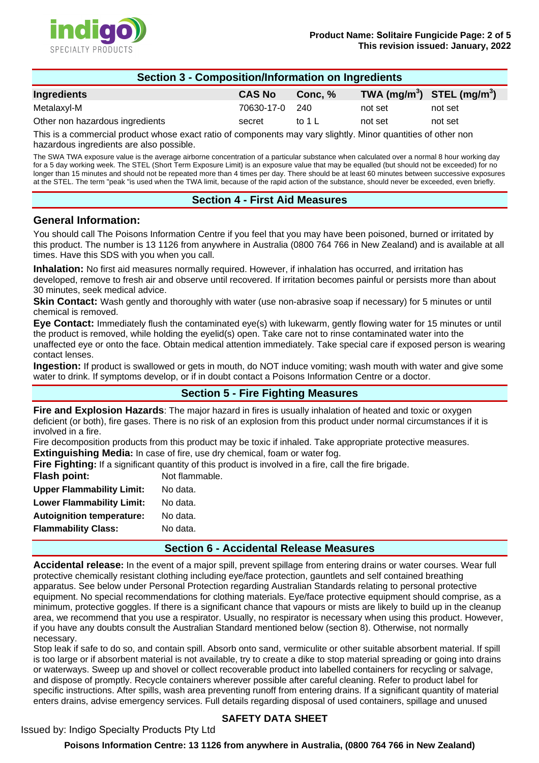## Section 3 - Composition/Information on Ingredients

| Ingredients | CAS No | Conc, % | TWA (mg/m$^3$) | STEL (mg/m$^3$) |
| --- | --- | --- | --- | --- |
| Metalaxyl-M | 70630-17-0 | 240 | not set | not set |
| Other non hazardous ingredients | secret | to 1 L | not set | not set |

This is a commercial product whose exact ratio of components may vary slightly. Minor quantities of other non hazardous ingredients are also possible.

The SWA TWA exposure value is the average airborne concentration of a particular substance when calculated over a normal 8 hour working day for a 5 day working week. The STEL (Short Term Exposure Limit) is an exposure value that may be equalled (but should not be exceeded) for no longer than 15 minutes and should not be repeated more than 4 times per day. There should be at least 60 minutes between successive exposures at the STEL. The term "peak "is used when the TWA limit, because of the rapid action of the substance, should never be exceeded, even briefly.

## Section 4 - First Aid Measures

### General Information:

You should call The Poisons Information Centre if you feel that you may have been poisoned, burned or irritated by this product. The number is 13 1126 from anywhere in Australia (0800 764 766 in New Zealand) and is available at all times. Have this SDS with you when you call.

**Inhalation:** No first aid measures normally required. However, if inhalation has occurred, and irritation has developed, remove to fresh air and observe until recovered. If irritation becomes painful or persists more than about 30 minutes, seek medical advice.

**Skin Contact:** Wash gently and thoroughly with water (use non-abrasive soap if necessary) for 5 minutes or until chemical is removed.

**Eye Contact:** Immediately flush the contaminated eye(s) with lukewarm, gently flowing water for 15 minutes or until the product is removed, while holding the eyelid(s) open. Take care not to rinse contaminated water into the unaffected eye or onto the face. Obtain medical attention immediately. Take special care if exposed person is wearing contact lenses.

**Ingestion:** If product is swallowed or gets in mouth, do NOT induce vomiting; wash mouth with water and give some water to drink. If symptoms develop, or if in doubt contact a Poisons Information Centre or a doctor.

## Section 5 - Fire Fighting Measures

**Fire and Explosion Hazards**: The major hazard in fires is usually inhalation of heated and toxic or oxygen deficient (or both), fire gases. There is no risk of an explosion from this product under normal circumstances if it is involved in a fire.

Fire decomposition products from this product may be toxic if inhaled. Take appropriate protective measures.

**Extinguishing Media:** In case of fire, use dry chemical, foam or water fog.

**Fire Fighting:** If a significant quantity of this product is involved in a fire, call the fire brigade.

**Flash point:** Not flammable.

**Upper Flammability Limit:** No data.

**Lower Flammability Limit:** No data.

**Autoignition temperature:** No data.

**Flammability Class:** No data.

## Section 6 - Accidental Release Measures

**Accidental release:** In the event of a major spill, prevent spillage from entering drains or water courses. Wear full protective chemically resistant clothing including eye/face protection, gauntlets and self contained breathing apparatus. See below under Personal Protection regarding Australian Standards relating to personal protective equipment. No special recommendations for clothing materials. Eye/face protective equipment should comprise, as a minimum, protective goggles. If there is a significant chance that vapours or mists are likely to build up in the cleanup area, we recommend that you use a respirator. Usually, no respirator is necessary when using this product. However, if you have any doubts consult the Australian Standard mentioned below (section 8). Otherwise, not normally necessary.

Stop leak if safe to do so, and contain spill. Absorb onto sand, vermiculite or other suitable absorbent material. If spill is too large or if absorbent material is not available, try to create a dike to stop material spreading or going into drains or waterways. Sweep up and shovel or collect recoverable product into labelled containers for recycling or salvage, and dispose of promptly. Recycle containers wherever possible after careful cleaning. Refer to product label for specific instructions. After spills, wash area preventing runoff from entering drains. If a significant quantity of material enters drains, advise emergency services. Full details regarding disposal of used containers, spillage and unused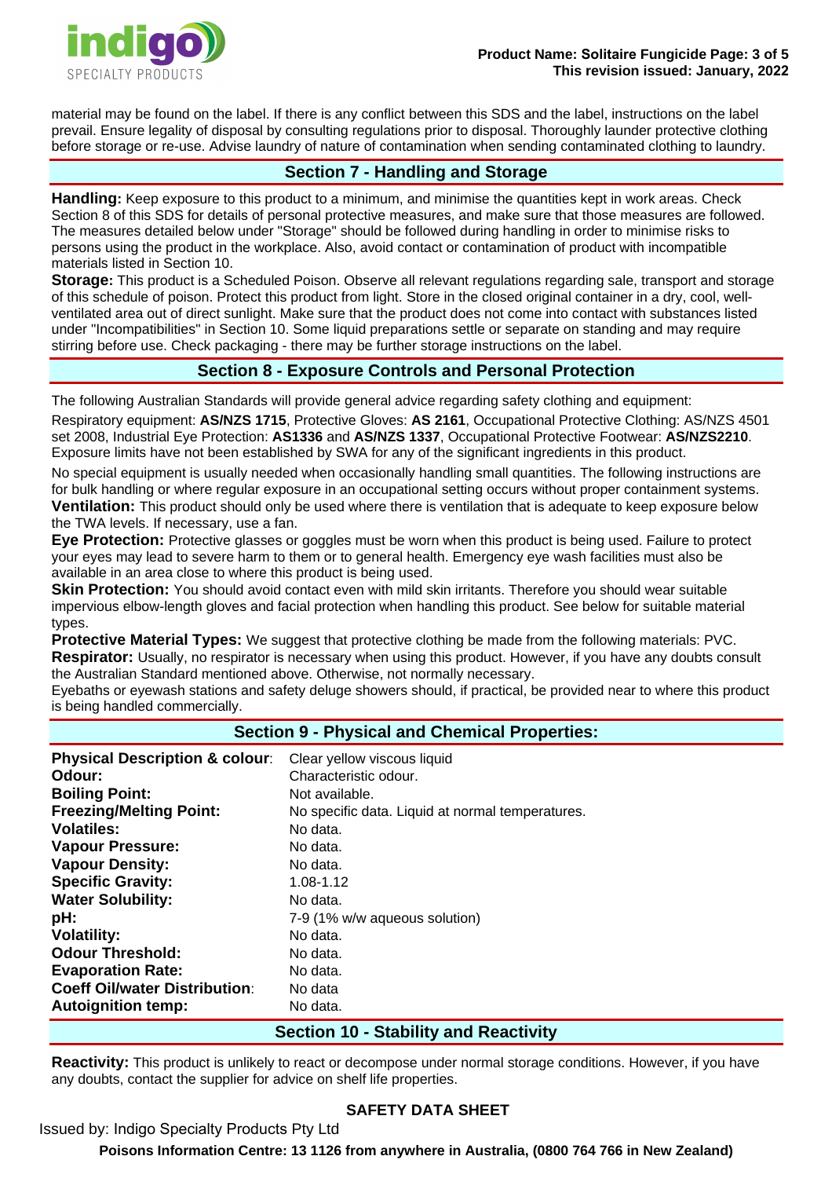material may be found on the label. If there is any conflict between this SDS and the label, instructions on the label prevail. Ensure legality of disposal by consulting regulations prior to disposal. Thoroughly launder protective clothing before storage or re-use. Advise laundry of nature of contamination when sending contaminated clothing to laundry.

## Section 7 - Handling and Storage

**Handling:** Keep exposure to this product to a minimum, and minimise the quantities kept in work areas. Check Section 8 of this SDS for details of personal protective measures, and make sure that those measures are followed. The measures detailed below under "Storage" should be followed during handling in order to minimise risks to persons using the product in the workplace. Also, avoid contact or contamination of product with incompatible materials listed in Section 10.

**Storage:** This product is a Scheduled Poison. Observe all relevant regulations regarding sale, transport and storage of this schedule of poison. Protect this product from light. Store in the closed original container in a dry, cool, well-ventilated area out of direct sunlight. Make sure that the product does not come into contact with substances listed under "Incompatibilities" in Section 10. Some liquid preparations settle or separate on standing and may require stirring before use. Check packaging - there may be further storage instructions on the label.

## Section 8 - Exposure Controls and Personal Protection

The following Australian Standards will provide general advice regarding safety clothing and equipment:

Respiratory equipment: **AS/NZS 1715**, Protective Gloves: **AS 2161**, Occupational Protective Clothing: AS/NZS 4501 set 2008, Industrial Eye Protection: **AS1336** and **AS/NZS 1337**, Occupational Protective Footwear: **AS/NZS2210**. Exposure limits have not been established by SWA for any of the significant ingredients in this product.

No special equipment is usually needed when occasionally handling small quantities. The following instructions are for bulk handling or where regular exposure in an occupational setting occurs without proper containment systems.

**Ventilation:** This product should only be used where there is ventilation that is adequate to keep exposure below the TWA levels. If necessary, use a fan.

**Eye Protection:** Protective glasses or goggles must be worn when this product is being used. Failure to protect your eyes may lead to severe harm to them or to general health. Emergency eye wash facilities must also be available in an area close to where this product is being used.

**Skin Protection:** You should avoid contact even with mild skin irritants. Therefore you should wear suitable impervious elbow-length gloves and facial protection when handling this product. See below for suitable material types.

**Protective Material Types:** We suggest that protective clothing be made from the following materials: PVC.

**Respirator:** Usually, no respirator is necessary when using this product. However, if you have any doubts consult the Australian Standard mentioned above. Otherwise, not normally necessary.

Eyebaths or eyewash stations and safety deluge showers should, if practical, be provided near to where this product is being handled commercially.

## Section 9 - Physical and Chemical Properties:

| | |
|---|---|
| **Physical Description & colour**: | Clear yellow viscous liquid |
| **Odour:** | Characteristic odour. |
| **Boiling Point:** | Not available. |
| **Freezing/Melting Point:** | No specific data. Liquid at normal temperatures. |
| **Volatiles:** | No data. |
| **Vapour Pressure:** | No data. |
| **Vapour Density:** | No data. |
| **Specific Gravity:** | 1.08-1.12 |
| **Water Solubility:** | No data. |
| **pH:** | 7-9 (1% w/w aqueous solution) |
| **Volatility:** | No data. |
| **Odour Threshold:** | No data. |
| **Evaporation Rate:** | No data. |
| **Coeff Oil/water Distribution**: | No data |
| **Autoignition temp:** | No data. |

## Section 10 - Stability and Reactivity

**Reactivity:** This product is unlikely to react or decompose under normal storage conditions. However, if you have any doubts, contact the supplier for advice on shelf life properties.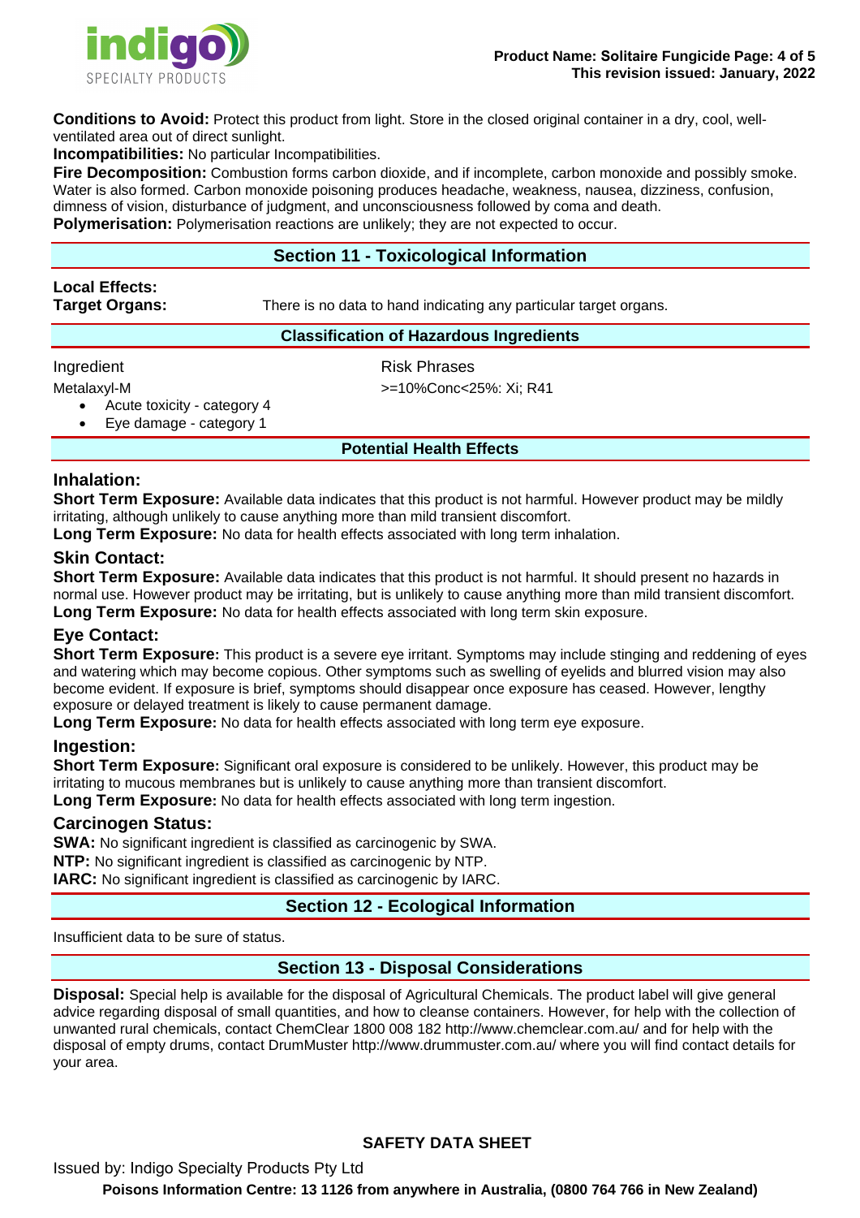**Conditions to Avoid:** Protect this product from light. Store in the closed original container in a dry, cool, well-ventilated area out of direct sunlight.

**Incompatibilities:** No particular Incompatibilities.

**Fire Decomposition:** Combustion forms carbon dioxide, and if incomplete, carbon monoxide and possibly smoke. Water is also formed. Carbon monoxide poisoning produces headache, weakness, nausea, dizziness, confusion, dimness of vision, disturbance of judgment, and unconsciousness followed by coma and death.

**Polymerisation:** Polymerisation reactions are unlikely; they are not expected to occur.

## Section 11 - Toxicological Information

**Local Effects:**

**Target Organs:** There is no data to hand indicating any particular target organs.

### Classification of Hazardous Ingredients

| Ingredient | Risk Phrases |
|---|---|
| Metalaxyl-M<br>• Acute toxicity - category 4<br>• Eye damage - category 1 | >=10%Conc<25%: Xi; R41 |

### Potential Health Effects

### Inhalation:

**Short Term Exposure:** Available data indicates that this product is not harmful. However product may be mildly irritating, although unlikely to cause anything more than mild transient discomfort.

**Long Term Exposure:** No data for health effects associated with long term inhalation.

### Skin Contact:

**Short Term Exposure:** Available data indicates that this product is not harmful. It should present no hazards in normal use. However product may be irritating, but is unlikely to cause anything more than mild transient discomfort.

**Long Term Exposure:** No data for health effects associated with long term skin exposure.

### Eye Contact:

**Short Term Exposure:** This product is a severe eye irritant. Symptoms may include stinging and reddening of eyes and watering which may become copious. Other symptoms such as swelling of eyelids and blurred vision may also become evident. If exposure is brief, symptoms should disappear once exposure has ceased. However, lengthy exposure or delayed treatment is likely to cause permanent damage.

**Long Term Exposure:** No data for health effects associated with long term eye exposure.

### Ingestion:

**Short Term Exposure:** Significant oral exposure is considered to be unlikely. However, this product may be irritating to mucous membranes but is unlikely to cause anything more than transient discomfort.

**Long Term Exposure:** No data for health effects associated with long term ingestion.

### Carcinogen Status:

**SWA:** No significant ingredient is classified as carcinogenic by SWA.

**NTP:** No significant ingredient is classified as carcinogenic by NTP.

**IARC:** No significant ingredient is classified as carcinogenic by IARC.

## Section 12 - Ecological Information

Insufficient data to be sure of status.

## Section 13 - Disposal Considerations

**Disposal:** Special help is available for the disposal of Agricultural Chemicals. The product label will give general advice regarding disposal of small quantities, and how to cleanse containers. However, for help with the collection of unwanted rural chemicals, contact ChemClear 1800 008 182 http://www.chemclear.com.au/ and for help with the disposal of empty drums, contact DrumMuster http://www.drummuster.com.au/ where you will find contact details for your area.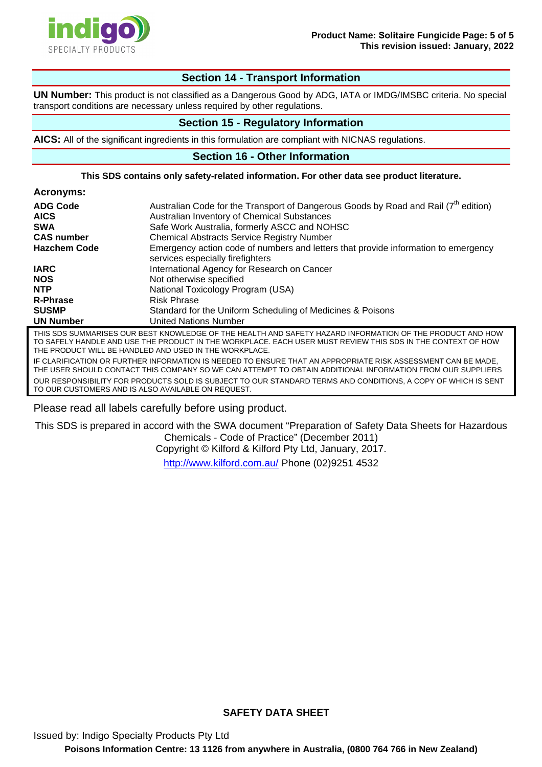## Section 14 - Transport Information

**UN Number:** This product is not classified as a Dangerous Good by ADG, IATA or IMDG/IMSBC criteria. No special transport conditions are necessary unless required by other regulations.

## Section 15 - Regulatory Information

**AICS:** All of the significant ingredients in this formulation are compliant with NICNAS regulations.

## Section 16 - Other Information

**This SDS contains only safety-related information. For other data see product literature.**

**Acronyms:**

| | |
|---|---|
| **ADG Code** | Australian Code for the Transport of Dangerous Goods by Road and Rail (7th edition) |
| **AICS** | Australian Inventory of Chemical Substances |
| **SWA** | Safe Work Australia, formerly ASCC and NOHSC |
| **CAS number** | Chemical Abstracts Service Registry Number |
| **Hazchem Code** | Emergency action code of numbers and letters that provide information to emergency services especially firefighters |
| **IARC** | International Agency for Research on Cancer |
| **NOS** | Not otherwise specified |
| **NTP** | National Toxicology Program (USA) |
| **R-Phrase** | Risk Phrase |
| **SUSMP** | Standard for the Uniform Scheduling of Medicines & Poisons |
| **UN Number** | United Nations Number |

THIS SDS SUMMARISES OUR BEST KNOWLEDGE OF THE HEALTH AND SAFETY HAZARD INFORMATION OF THE PRODUCT AND HOW TO SAFELY HANDLE AND USE THE PRODUCT IN THE WORKPLACE. EACH USER MUST REVIEW THIS SDS IN THE CONTEXT OF HOW THE PRODUCT WILL BE HANDLED AND USED IN THE WORKPLACE.

IF CLARIFICATION OR FURTHER INFORMATION IS NEEDED TO ENSURE THAT AN APPROPRIATE RISK ASSESSMENT CAN BE MADE, THE USER SHOULD CONTACT THIS COMPANY SO WE CAN ATTEMPT TO OBTAIN ADDITIONAL INFORMATION FROM OUR SUPPLIERS

OUR RESPONSIBILITY FOR PRODUCTS SOLD IS SUBJECT TO OUR STANDARD TERMS AND CONDITIONS, A COPY OF WHICH IS SENT TO OUR CUSTOMERS AND IS ALSO AVAILABLE ON REQUEST.

Please read all labels carefully before using product.

This SDS is prepared in accord with the SWA document "Preparation of Safety Data Sheets for Hazardous Chemicals - Code of Practice" (December 2011)
Copyright © Kilford & Kilford Pty Ltd, January, 2017.
http://www.kilford.com.au/ Phone (02)9251 4532